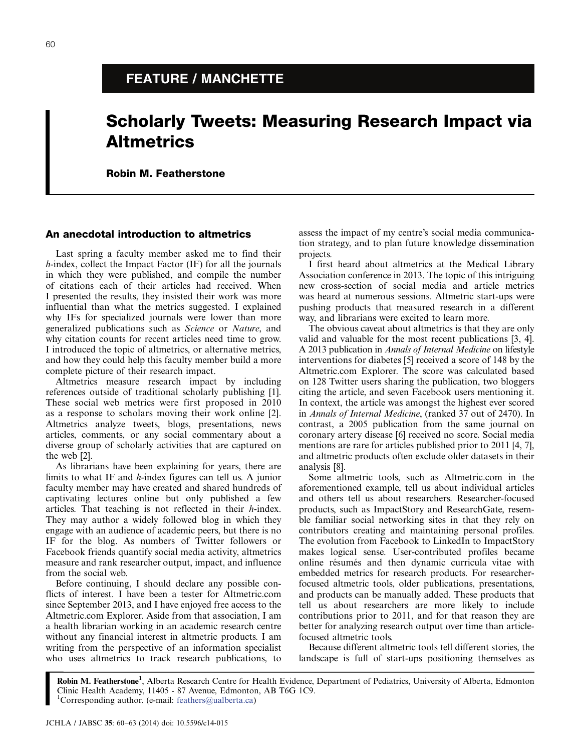FEATURE / MANCHETTE

# Scholarly Tweets: Measuring Research Impact via Altmetrics

**Robin M. Featherstone**

## An anecdotal introduction to altmetrics

Last spring a faculty member asked me to find their *h*-index, collect the Impact Factor (IF) for all the journals in which they were published, and compile the number of citations each of their articles had received. When I presented the results, they insisted their work was more influential than what the metrics suggested. I explained why IFs for specialized journals were lower than more generalized publications such as *Science* or *Nature*, and why citation counts for recent articles need time to grow. I introduced the topic of altmetrics, or alternative metrics, and how they could help this faculty member build a more complete picture of their research impact.

Altmetrics measure research impact by including references outside of traditional scholarly publishing [1]. These social web metrics were first proposed in 2010 as a response to scholars moving their work online [2]. Altmetrics analyze tweets, blogs, presentations, news articles, comments, or any social commentary about a diverse group of scholarly activities that are captured on the web [2].

As librarians have been explaining for years, there are limits to what IF and *h*-index figures can tell us. A junior faculty member may have created and shared hundreds of captivating lectures online but only published a few articles. That teaching is not reflected in their *h*-index. They may author a widely followed blog in which they engage with an audience of academic peers, but there is no IF for the blog. As numbers of Twitter followers or Facebook friends quantify social media activity, altmetrics measure and rank researcher output, impact, and influence from the social web.

Before continuing, I should declare any possible conflicts of interest. I have been a tester for Altmetric.com since September 2013, and I have enjoyed free access to the Altmetric.com Explorer. Aside from that association, I am a health librarian working in an academic research centre without any financial interest in altmetric products. I am writing from the perspective of an information specialist who uses altmetrics to track research publications, to assess the impact of my centre's social media communication strategy, and to plan future knowledge dissemination projects.

I first heard about altmetrics at the Medical Library Association conference in 2013. The topic of this intriguing new cross-section of social media and article metrics was heard at numerous sessions. Altmetric start-ups were pushing products that measured research in a different way, and librarians were excited to learn more.

The obvious caveat about altmetrics is that they are only valid and valuable for the most recent publications [3, 4]. A 2013 publication in *Annals of Internal Medicine* on lifestyle interventions for diabetes [5] received a score of 148 by the Altmetric.com Explorer. The score was calculated based on 128 Twitter users sharing the publication, two bloggers citing the article, and seven Facebook users mentioning it. In context, the article was amongst the highest ever scored in *Annals of Internal Medicine*, (ranked 37 out of 2470). In contrast, a 2005 publication from the same journal on coronary artery disease [6] received no score. Social media mentions are rare for articles published prior to 2011 [4, 7], and altmetric products often exclude older datasets in their analysis [8].

Some altmetric tools, such as Altmetric.com in the aforementioned example, tell us about individual articles and others tell us about researchers. Researcher-focused products, such as ImpactStory and ResearchGate, resemble familiar social networking sites in that they rely on contributors creating and maintaining personal profiles. The evolution from Facebook to LinkedIn to ImpactStory makes logical sense. User-contributed profiles became online résumés and then dynamic curricula vitae with embedded metrics for research products. For researcher-focused altmetric tools, older publications, presentations, and products can be manually added. These products that tell us about researchers are more likely to include contributions prior to 2011, and for that reason they are better for analyzing research output over time than article-focused altmetric tools.

Because different altmetric tools tell different stories, the landscape is full of start-ups positioning themselves as

**Robin M. Featherstone**[1], Alberta Research Centre for Health Evidence, Department of Pediatrics, University of Alberta, Edmonton Clinic Health Academy, 11405 - 87 Avenue, Edmonton, AB T6G 1C9.
[1]Corresponding author. (e-mail: feathers@ualberta.ca)

JCHLA / JABSC 35: 60–63 (2014) doi: 10.5596/c14-015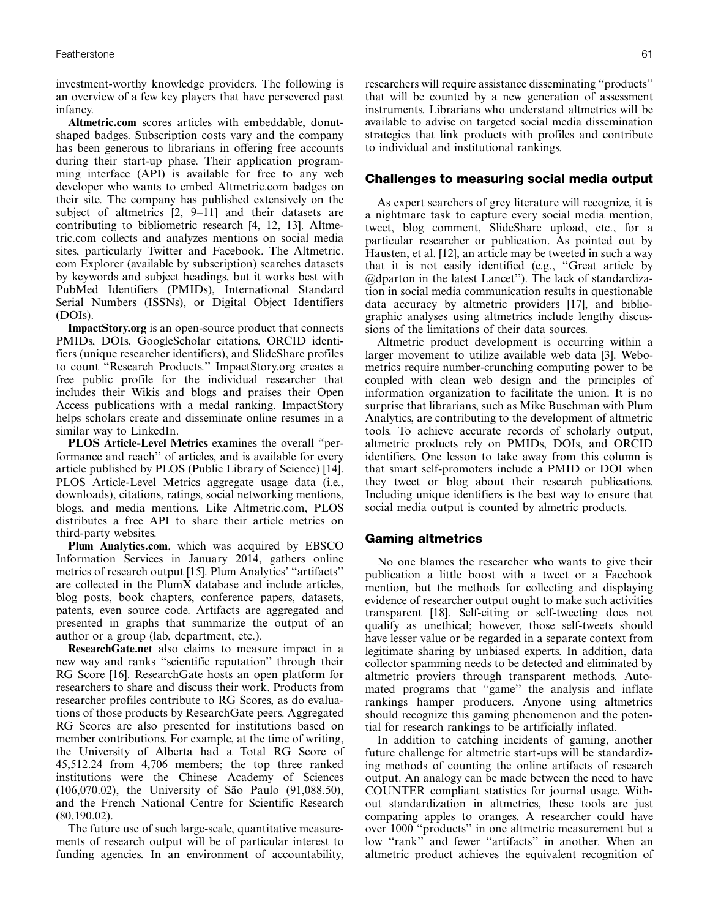investment-worthy knowledge providers. The following is an overview of a few key players that have persevered past infancy.

**Altmetric.com** scores articles with embeddable, donut-shaped badges. Subscription costs vary and the company has been generous to librarians in offering free accounts during their start-up phase. Their application programming interface (API) is available for free to any web developer who wants to embed Altmetric.com badges on their site. The company has published extensively on the subject of altmetrics [2, 9–11] and their datasets are contributing to bibliometric research [4, 12, 13]. Altmetric.com collects and analyzes mentions on social media sites, particularly Twitter and Facebook. The Altmetric.com Explorer (available by subscription) searches datasets by keywords and subject headings, but it works best with PubMed Identifiers (PMIDs), International Standard Serial Numbers (ISSNs), or Digital Object Identifiers (DOIs).

**ImpactStory.org** is an open-source product that connects PMIDs, DOIs, GoogleScholar citations, ORCID identifiers (unique researcher identifiers), and SlideShare profiles to count "Research Products." ImpactStory.org creates a free public profile for the individual researcher that includes their Wikis and blogs and praises their Open Access publications with a medal ranking. ImpactStory helps scholars create and disseminate online resumes in a similar way to LinkedIn.

**PLOS Article-Level Metrics** examines the overall "performance and reach" of articles, and is available for every article published by PLOS (Public Library of Science) [14]. PLOS Article-Level Metrics aggregate usage data (i.e., downloads), citations, ratings, social networking mentions, blogs, and media mentions. Like Altmetric.com, PLOS distributes a free API to share their article metrics on third-party websites.

**Plum Analytics.com**, which was acquired by EBSCO Information Services in January 2014, gathers online metrics of research output [15]. Plum Analytics' "artifacts" are collected in the PlumX database and include articles, blog posts, book chapters, conference papers, datasets, patents, even source code. Artifacts are aggregated and presented in graphs that summarize the output of an author or a group (lab, department, etc.).

**ResearchGate.net** also claims to measure impact in a new way and ranks "scientific reputation" through their RG Score [16]. ResearchGate hosts an open platform for researchers to share and discuss their work. Products from researcher profiles contribute to RG Scores, as do evaluations of those products by ResearchGate peers. Aggregated RG Scores are also presented for institutions based on member contributions. For example, at the time of writing, the University of Alberta had a Total RG Score of 45,512.24 from 4,706 members; the top three ranked institutions were the Chinese Academy of Sciences (106,070.02), the University of São Paulo (91,088.50), and the French National Centre for Scientific Research (80,190.02).

The future use of such large-scale, quantitative measurements of research output will be of particular interest to funding agencies. In an environment of accountability, researchers will require assistance disseminating "products" that will be counted by a new generation of assessment instruments. Librarians who understand altmetrics will be available to advise on targeted social media dissemination strategies that link products with profiles and contribute to individual and institutional rankings.

## Challenges to measuring social media output

As expert searchers of grey literature will recognize, it is a nightmare task to capture every social media mention, tweet, blog comment, SlideShare upload, etc., for a particular researcher or publication. As pointed out by Hausten, et al. [12], an article may be tweeted in such a way that it is not easily identified (e.g., "Great article by @dparton in the latest Lancet"). The lack of standardization in social media communication results in questionable data accuracy by altmetric providers [17], and bibliographic analyses using altmetrics include lengthy discussions of the limitations of their data sources.

Altmetric product development is occurring within a larger movement to utilize available web data [3]. Webometrics require number-crunching computing power to be coupled with clean web design and the principles of information organization to facilitate the union. It is no surprise that librarians, such as Mike Buschman with Plum Analytics, are contributing to the development of altmetric tools. To achieve accurate records of scholarly output, altmetric products rely on PMIDs, DOIs, and ORCID identifiers. One lesson to take away from this column is that smart self-promoters include a PMID or DOI when they tweet or blog about their research publications. Including unique identifiers is the best way to ensure that social media output is counted by almetric products.

## Gaming altmetrics

No one blames the researcher who wants to give their publication a little boost with a tweet or a Facebook mention, but the methods for collecting and displaying evidence of researcher output ought to make such activities transparent [18]. Self-citing or self-tweeting does not qualify as unethical; however, those self-tweets should have lesser value or be regarded in a separate context from legitimate sharing by unbiased experts. In addition, data collector spamming needs to be detected and eliminated by altmetric proviers through transparent methods. Automated programs that "game" the analysis and inflate rankings hamper producers. Anyone using altmetrics should recognize this gaming phenomenon and the potential for research rankings to be artificially inflated.

In addition to catching incidents of gaming, another future challenge for altmetric start-ups will be standardizing methods of counting the online artifacts of research output. An analogy can be made between the need to have COUNTER compliant statistics for journal usage. Without standardization in altmetrics, these tools are just comparing apples to oranges. A researcher could have over 1000 "products" in one altmetric measurement but a low "rank" and fewer "artifacts" in another. When an altmetric product achieves the equivalent recognition of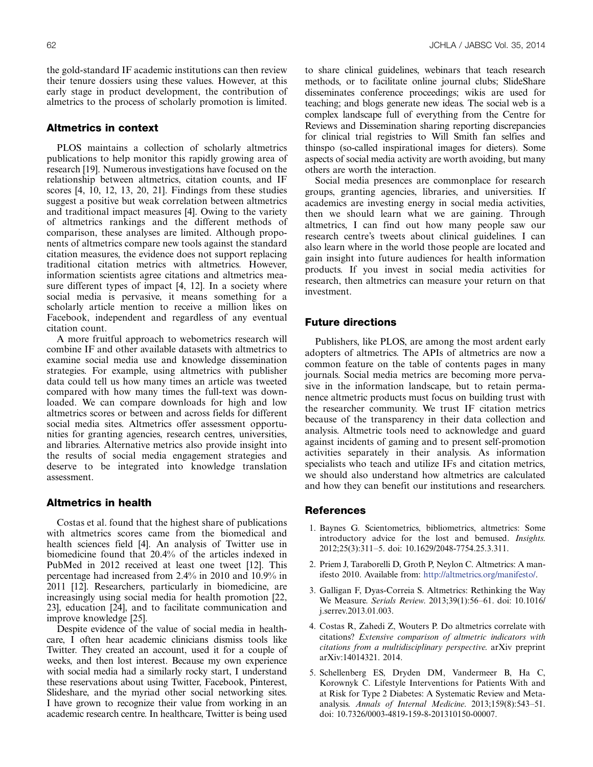the gold-standard IF academic institutions can then review their tenure dossiers using these values. However, at this early stage in product development, the contribution of almetrics to the process of scholarly promotion is limited.

## Altmetrics in context

PLOS maintains a collection of scholarly altmetrics publications to help monitor this rapidly growing area of research [19]. Numerous investigations have focused on the relationship between altmetrics, citation counts, and IF scores [4, 10, 12, 13, 20, 21]. Findings from these studies suggest a positive but weak correlation between altmetrics and traditional impact measures [4]. Owing to the variety of altmetrics rankings and the different methods of comparison, these analyses are limited. Although proponents of altmetrics compare new tools against the standard citation measures, the evidence does not support replacing traditional citation metrics with altmetrics. However, information scientists agree citations and altmetrics measure different types of impact [4, 12]. In a society where social media is pervasive, it means something for a scholarly article mention to receive a million likes on Facebook, independent and regardless of any eventual citation count.

A more fruitful approach to webometrics research will combine IF and other available datasets with altmetrics to examine social media use and knowledge dissemination strategies. For example, using altmetrics with publisher data could tell us how many times an article was tweeted compared with how many times the full-text was downloaded. We can compare downloads for high and low altmetrics scores or between and across fields for different social media sites. Altmetrics offer assessment opportunities for granting agencies, research centres, universities, and libraries. Alternative metrics also provide insight into the results of social media engagement strategies and deserve to be integrated into knowledge translation assessment.

## Altmetrics in health

Costas et al. found that the highest share of publications with altmetrics scores came from the biomedical and health sciences field [4]. An analysis of Twitter use in biomedicine found that 20.4% of the articles indexed in PubMed in 2012 received at least one tweet [12]. This percentage had increased from 2.4% in 2010 and 10.9% in 2011 [12]. Researchers, particularly in biomedicine, are increasingly using social media for health promotion [22, 23], education [24], and to facilitate communication and improve knowledge [25].

Despite evidence of the value of social media in healthcare, I often hear academic clinicians dismiss tools like Twitter. They created an account, used it for a couple of weeks, and then lost interest. Because my own experience with social media had a similarly rocky start, I understand these reservations about using Twitter, Facebook, Pinterest, Slideshare, and the myriad other social networking sites. I have grown to recognize their value from working in an academic research centre. In healthcare, Twitter is being used to share clinical guidelines, webinars that teach research methods, or to facilitate online journal clubs; SlideShare disseminates conference proceedings; wikis are used for teaching; and blogs generate new ideas. The social web is a complex landscape full of everything from the Centre for Reviews and Dissemination sharing reporting discrepancies for clinical trial registries to Will Smith fan selfies and thinspo (so-called inspirational images for dieters). Some aspects of social media activity are worth avoiding, but many others are worth the interaction.

Social media presences are commonplace for research groups, granting agencies, libraries, and universities. If academics are investing energy in social media activities, then we should learn what we are gaining. Through altmetrics, I can find out how many people saw our research centre's tweets about clinical guidelines. I can also learn where in the world those people are located and gain insight into future audiences for health information products. If you invest in social media activities for research, then altmetrics can measure your return on that investment.

## Future directions

Publishers, like PLOS, are among the most ardent early adopters of altmetrics. The APIs of altmetrics are now a common feature on the table of contents pages in many journals. Social media metrics are becoming more pervasive in the information landscape, but to retain permanence altmetric products must focus on building trust with the researcher community. We trust IF citation metrics because of the transparency in their data collection and analysis. Altmetric tools need to acknowledge and guard against incidents of gaming and to present self-promotion activities separately in their analysis. As information specialists who teach and utilize IFs and citation metrics, we should also understand how altmetrics are calculated and how they can benefit our institutions and researchers.

## References

1. Baynes G. Scientometrics, bibliometrics, altmetrics: Some introductory advice for the lost and bemused. *Insights*. 2012;25(3):311–5. doi: 10.1629/2048-7754.25.3.311.
2. Priem J, Taraborelli D, Groth P, Neylon C. Altmetrics: A manifesto 2010. Available from: http://altmetrics.org/manifesto/.
3. Galligan F, Dyas-Correia S. Altmetrics: Rethinking the Way We Measure. *Serials Review*. 2013;39(1):56–61. doi: 10.1016/j.serrev.2013.01.003.
4. Costas R, Zahedi Z, Wouters P. Do altmetrics correlate with citations? *Extensive comparison of altmetric indicators with citations from a multidisciplinary perspective*. arXiv preprint arXiv:14014321. 2014.
5. Schellenberg ES, Dryden DM, Vandermeer B, Ha C, Korownyk C. Lifestyle Interventions for Patients With and at Risk for Type 2 Diabetes: A Systematic Review and Meta-analysis. *Annals of Internal Medicine*. 2013;159(8):543–51. doi: 10.7326/0003-4819-159-8-201310150-00007.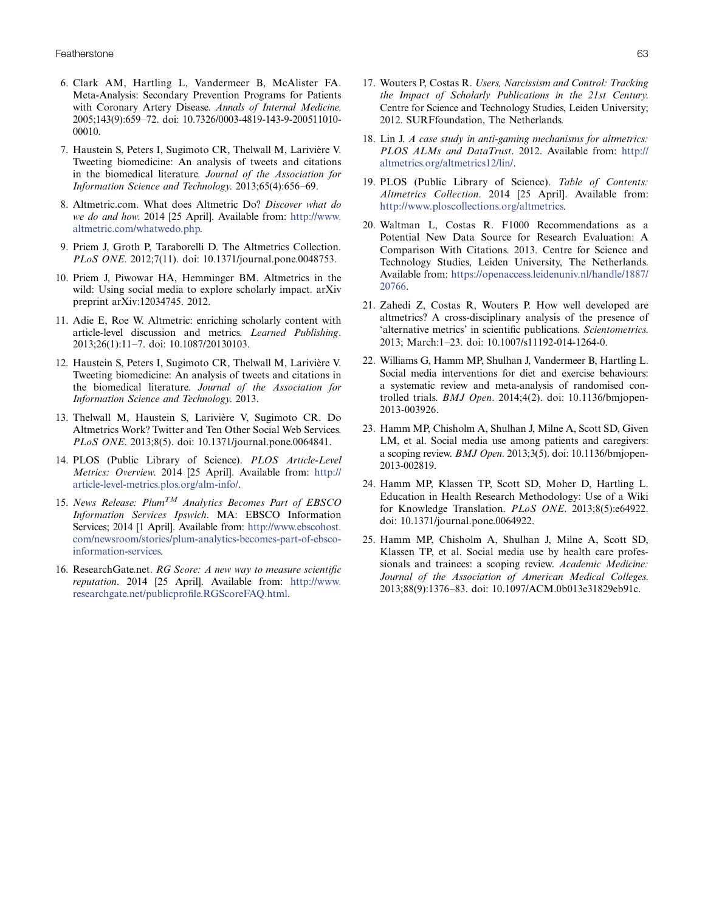6. Clark AM, Hartling L, Vandermeer B, McAlister FA. Meta-Analysis: Secondary Prevention Programs for Patients with Coronary Artery Disease. *Annals of Internal Medicine*. 2005;143(9):659–72. doi: 10.7326/0003-4819-143-9-200511010-00010.
7. Haustein S, Peters I, Sugimoto CR, Thelwall M, Larivière V. Tweeting biomedicine: An analysis of tweets and citations in the biomedical literature. *Journal of the Association for Information Science and Technology*. 2013;65(4):656–69.
8. Altmetric.com. What does Altmetric Do? *Discover what do we do and how*. 2014 [25 April]. Available from: http://www.altmetric.com/whatwedo.php.
9. Priem J, Groth P, Taraborelli D. The Altmetrics Collection. *PLoS ONE*. 2012;7(11). doi: 10.1371/journal.pone.0048753.
10. Priem J, Piwowar HA, Hemminger BM. Altmetrics in the wild: Using social media to explore scholarly impact. arXiv preprint arXiv:12034745. 2012.
11. Adie E, Roe W. Altmetric: enriching scholarly content with article-level discussion and metrics. *Learned Publishing*. 2013;26(1):11–7. doi: 10.1087/20130103.
12. Haustein S, Peters I, Sugimoto CR, Thelwall M, Larivière V. Tweeting biomedicine: An analysis of tweets and citations in the biomedical literature. *Journal of the Association for Information Science and Technology*. 2013.
13. Thelwall M, Haustein S, Larivière V, Sugimoto CR. Do Altmetrics Work? Twitter and Ten Other Social Web Services. *PLoS ONE*. 2013;8(5). doi: 10.1371/journal.pone.0064841.
14. PLOS (Public Library of Science). *PLOS Article-Level Metrics: Overview*. 2014 [25 April]. Available from: http://article-level-metrics.plos.org/alm-info/.
15. *News Release: Plum$^{TM}$ Analytics Becomes Part of EBSCO Information Services Ipswich*. MA: EBSCO Information Services; 2014 [1 April]. Available from: http://www.ebscohost.com/newsroom/stories/plum-analytics-becomes-part-of-ebsco-information-services.
16. ResearchGate.net. *RG Score: A new way to measure scientific reputation*. 2014 [25 April]. Available from: http://www.researchgate.net/publicprofile.RGScoreFAQ.html.
17. Wouters P, Costas R. *Users, Narcissism and Control: Tracking the Impact of Scholarly Publications in the 21st Century*. Centre for Science and Technology Studies, Leiden University; 2012. SURFfoundation, The Netherlands.
18. Lin J. *A case study in anti-gaming mechanisms for altmetrics: PLOS ALMs and DataTrust*. 2012. Available from: http://altmetrics.org/altmetrics12/lin/.
19. PLOS (Public Library of Science). *Table of Contents: Altmetrics Collection*. 2014 [25 April]. Available from: http://www.ploscollections.org/altmetrics.
20. Waltman L, Costas R. F1000 Recommendations as a Potential New Data Source for Research Evaluation: A Comparison With Citations. 2013. Centre for Science and Technology Studies, Leiden University, The Netherlands. Available from: https://openaccess.leidenuniv.nl/handle/1887/20766.
21. Zahedi Z, Costas R, Wouters P. How well developed are altmetrics? A cross-disciplinary analysis of the presence of 'alternative metrics' in scientific publications. *Scientometrics*. 2013; March:1–23. doi: 10.1007/s11192-014-1264-0.
22. Williams G, Hamm MP, Shulhan J, Vandermeer B, Hartling L. Social media interventions for diet and exercise behaviours: a systematic review and meta-analysis of randomised controlled trials. *BMJ Open*. 2014;4(2). doi: 10.1136/bmjopen-2013-003926.
23. Hamm MP, Chisholm A, Shulhan J, Milne A, Scott SD, Given LM, et al. Social media use among patients and caregivers: a scoping review. *BMJ Open*. 2013;3(5). doi: 10.1136/bmjopen-2013-002819.
24. Hamm MP, Klassen TP, Scott SD, Moher D, Hartling L. Education in Health Research Methodology: Use of a Wiki for Knowledge Translation. *PLoS ONE*. 2013;8(5):e64922. doi: 10.1371/journal.pone.0064922.
25. Hamm MP, Chisholm A, Shulhan J, Milne A, Scott SD, Klassen TP, et al. Social media use by health care professionals and trainees: a scoping review. *Academic Medicine: Journal of the Association of American Medical Colleges*. 2013;88(9):1376–83. doi: 10.1097/ACM.0b013e31829eb91c.